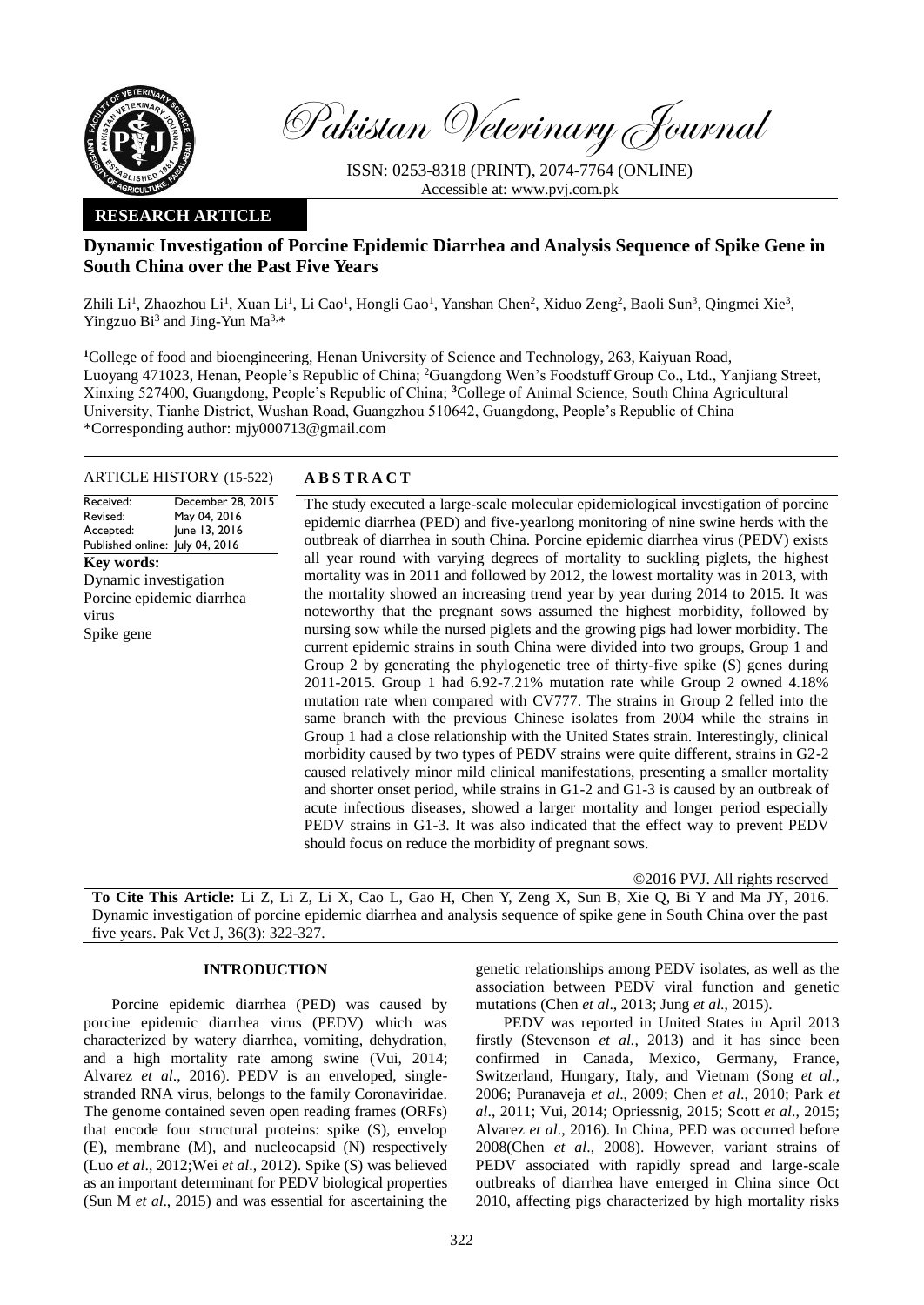Pakistan Veterinary Journal

ISSN: 0253-8318 (PRINT), 2074-7764 (ONLINE)
Accessible at: www.pvj.com.pk

**RESEARCH ARTICLE**

# Dynamic Investigation of Porcine Epidemic Diarrhea and Analysis Sequence of Spike Gene in South China over the Past Five Years

Zhili Li[1], Zhaozhou Li[1], Xuan Li[1], Li Cao[1], Hongli Gao[1], Yanshan Chen[2], Xiduo Zeng[2], Baoli Sun[3], Qingmei Xie[3], Yingzuo Bi[3] and Jing-Yun Ma[3,*]

[1]College of food and bioengineering, Henan University of Science and Technology, 263, Kaiyuan Road, Luoyang 471023, Henan, People's Republic of China; [2]Guangdong Wen's Foodstuff Group Co., Ltd., Yanjiang Street, Xinxing 527400, Guangdong, People's Republic of China; [3]College of Animal Science, South China Agricultural University, Tianhe District, Wushan Road, Guangzhou 510642, Guangdong, People's Republic of China
*Corresponding author: mjy000713@gmail.com

**ARTICLE HISTORY** (15-522)

| | |
|---|---|
| Received: | December 28, 2015 |
| Revised: | May 04, 2016 |
| Accepted: | June 13, 2016 |
| Published online: | July 04, 2016 |

**Key words:**
Dynamic investigation
Porcine epidemic diarrhea virus
Spike gene

## ABSTRACT

The study executed a large-scale molecular epidemiological investigation of porcine epidemic diarrhea (PED) and five-yearlong monitoring of nine swine herds with the outbreak of diarrhea in south China. Porcine epidemic diarrhea virus (PEDV) exists all year round with varying degrees of mortality to suckling piglets, the highest mortality was in 2011 and followed by 2012, the lowest mortality was in 2013, with the mortality showed an increasing trend year by year during 2014 to 2015. It was noteworthy that the pregnant sows assumed the highest morbidity, followed by nursing sow while the nursed piglets and the growing pigs had lower morbidity. The current epidemic strains in south China were divided into two groups, Group 1 and Group 2 by generating the phylogenetic tree of thirty-five spike (S) genes during 2011-2015. Group 1 had 6.92-7.21% mutation rate while Group 2 owned 4.18% mutation rate when compared with CV777. The strains in Group 2 felled into the same branch with the previous Chinese isolates from 2004 while the strains in Group 1 had a close relationship with the United States strain. Interestingly, clinical morbidity caused by two types of PEDV strains were quite different, strains in G2-2 caused relatively minor mild clinical manifestations, presenting a smaller mortality and shorter onset period, while strains in G1-2 and G1-3 is caused by an outbreak of acute infectious diseases, showed a larger mortality and longer period especially PEDV strains in G1-3. It was also indicated that the effect way to prevent PEDV should focus on reduce the morbidity of pregnant sows.

©2016 PVJ. All rights reserved

**To Cite This Article:** Li Z, Li Z, Li X, Cao L, Gao H, Chen Y, Zeng X, Sun B, Xie Q, Bi Y and Ma JY, 2016. Dynamic investigation of porcine epidemic diarrhea and analysis sequence of spike gene in South China over the past five years. Pak Vet J, 36(3): 322-327.

## INTRODUCTION

Porcine epidemic diarrhea (PED) was caused by porcine epidemic diarrhea virus (PEDV) which was characterized by watery diarrhea, vomiting, dehydration, and a high mortality rate among swine (Vui, 2014; Alvarez *et al*., 2016). PEDV is an enveloped, single-stranded RNA virus, belongs to the family Coronaviridae. The genome contained seven open reading frames (ORFs) that encode four structural proteins: spike (S), envelop (E), membrane (M), and nucleocapsid (N) respectively (Luo *et al*., 2012;Wei *et al*., 2012). Spike (S) was believed as an important determinant for PEDV biological properties (Sun M *et al*., 2015) and was essential for ascertaining the genetic relationships among PEDV isolates, as well as the association between PEDV viral function and genetic mutations (Chen *et al*., 2013; Jung *et al*., 2015).

PEDV was reported in United States in April 2013 firstly (Stevenson *et al.,* 2013) and it has since been confirmed in Canada, Mexico, Germany, France, Switzerland, Hungary, Italy, and Vietnam (Song *et al*., 2006; Puranaveja *et al*., 2009; Chen *et al*., 2010; Park *et al*., 2011; Vui, 2014; Opriessnig, 2015; Scott *et al*., 2015; Alvarez *et al*., 2016). In China, PED was occurred before 2008(Chen *et al*., 2008). However, variant strains of PEDV associated with rapidly spread and large-scale outbreaks of diarrhea have emerged in China since Oct 2010, affecting pigs characterized by high mortality risks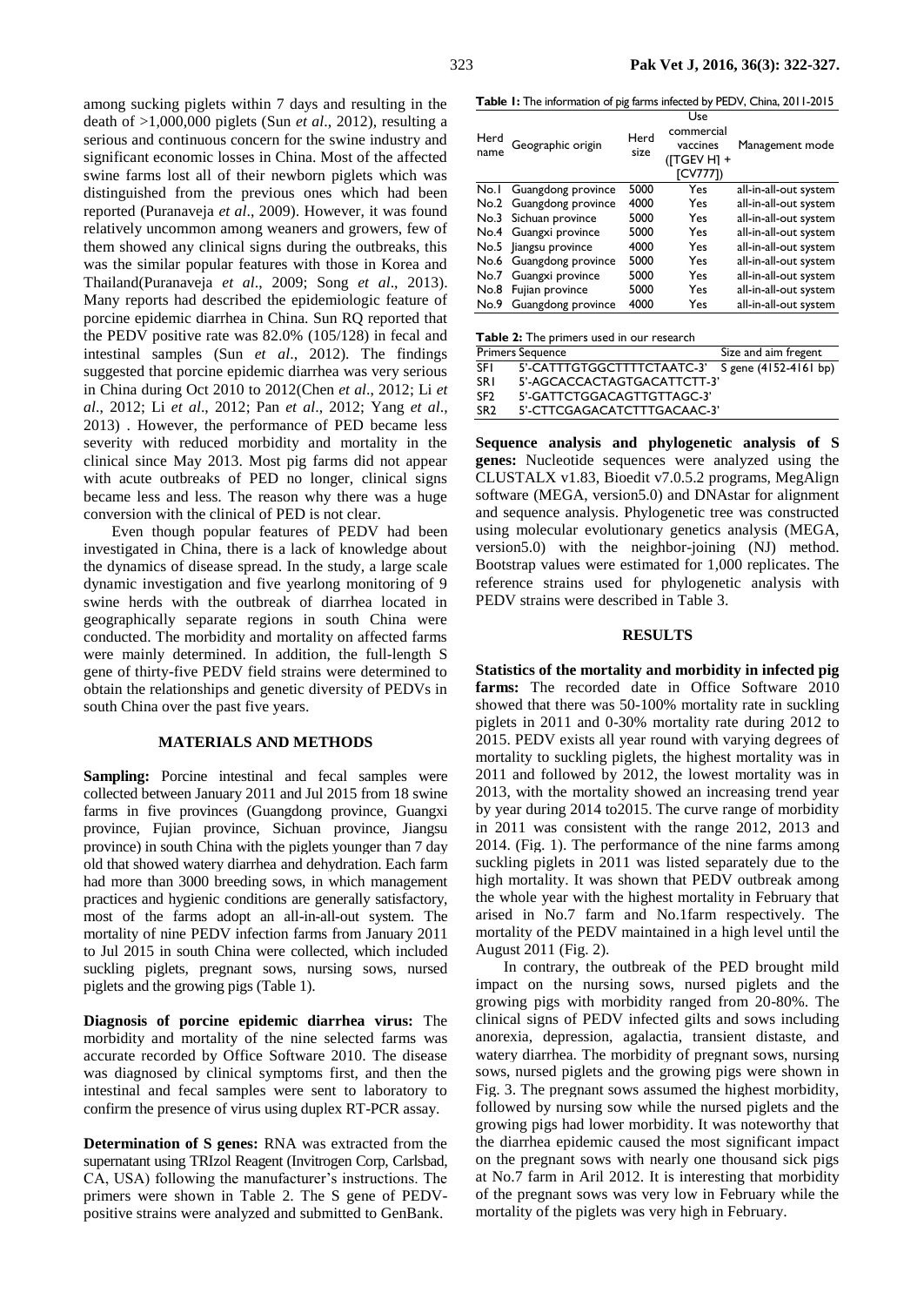among sucking piglets within 7 days and resulting in the death of >1,000,000 piglets (Sun *et al*., 2012), resulting a serious and continuous concern for the swine industry and significant economic losses in China. Most of the affected swine farms lost all of their newborn piglets which was distinguished from the previous ones which had been reported (Puranaveja *et al*., 2009). However, it was found relatively uncommon among weaners and growers, few of them showed any clinical signs during the outbreaks, this was the similar popular features with those in Korea and Thailand(Puranaveja *et al*., 2009; Song *et al*., 2013). Many reports had described the epidemiologic feature of porcine epidemic diarrhea in China. Sun RQ reported that the PEDV positive rate was 82.0% (105/128) in fecal and intestinal samples (Sun *et al*., 2012). The findings suggested that porcine epidemic diarrhea was very serious in China during Oct 2010 to 2012(Chen *et al*., 2012; Li *et al*., 2012; Li *et al*., 2012; Pan *et al*., 2012; Yang *et al*., 2013) . However, the performance of PED became less severity with reduced morbidity and mortality in the clinical since May 2013. Most pig farms did not appear with acute outbreaks of PED no longer, clinical signs became less and less. The reason why there was a huge conversion with the clinical of PED is not clear.

Even though popular features of PEDV had been investigated in China, there is a lack of knowledge about the dynamics of disease spread. In the study, a large scale dynamic investigation and five yearlong monitoring of 9 swine herds with the outbreak of diarrhea located in geographically separate regions in south China were conducted. The morbidity and mortality on affected farms were mainly determined. In addition, the full-length S gene of thirty-five PEDV field strains were determined to obtain the relationships and genetic diversity of PEDVs in south China over the past five years.

## MATERIALS AND METHODS

**Sampling:** Porcine intestinal and fecal samples were collected between January 2011 and Jul 2015 from 18 swine farms in five provinces (Guangdong province, Guangxi province, Fujian province, Sichuan province, Jiangsu province) in south China with the piglets younger than 7 day old that showed watery diarrhea and dehydration. Each farm had more than 3000 breeding sows, in which management practices and hygienic conditions are generally satisfactory, most of the farms adopt an all-in-all-out system. The mortality of nine PEDV infection farms from January 2011 to Jul 2015 in south China were collected, which included suckling piglets, pregnant sows, nursing sows, nursed piglets and the growing pigs (Table 1).

**Diagnosis of porcine epidemic diarrhea virus:** The morbidity and mortality of the nine selected farms was accurate recorded by Office Software 2010. The disease was diagnosed by clinical symptoms first, and then the intestinal and fecal samples were sent to laboratory to confirm the presence of virus using duplex RT-PCR assay.

**Determination of S genes:** RNA was extracted from the supernatant using TRIzol Reagent (Invitrogen Corp, Carlsbad, CA, USA) following the manufacturer's instructions. The primers were shown in Table 2. The S gene of PEDV-positive strains were analyzed and submitted to GenBank.

**Table 1:** The information of pig farms infected by PEDV, China, 2011-2015

| Herd name | Geographic origin | Herd size | Use commercial vaccines ([TGEV H] + [CV777]) | Management mode |
|---|---|---|---|---|
| No.1 | Guangdong province | 5000 | Yes | all-in-all-out system |
| No.2 | Guangdong province | 4000 | Yes | all-in-all-out system |
| No.3 | Sichuan province | 5000 | Yes | all-in-all-out system |
| No.4 | Guangxi province | 5000 | Yes | all-in-all-out system |
| No.5 | Jiangsu province | 4000 | Yes | all-in-all-out system |
| No.6 | Guangdong province | 5000 | Yes | all-in-all-out system |
| No.7 | Guangxi province | 5000 | Yes | all-in-all-out system |
| No.8 | Fujian province | 5000 | Yes | all-in-all-out system |
| No.9 | Guangdong province | 4000 | Yes | all-in-all-out system |

**Table 2:** The primers used in our research

| Primers | Sequence | Size and aim fregent |
|---|---|---|
| SF1 | 5'-CATTTGTGGCTTTTCTAATC-3' | S gene (4152-4161 bp) |
| SR1 | 5'-AGCACCACTAGTGACATTCTT-3' | |
| SF2 | 5'-GATTCTGGACAGTTGTTAGC-3' | |
| SR2 | 5'-CTTCGAGACATCTTTGACAAC-3' | |

**Sequence analysis and phylogenetic analysis of S genes:** Nucleotide sequences were analyzed using the CLUSTALX v1.83, Bioedit v7.0.5.2 programs, MegAlign software (MEGA, version5.0) and DNAstar for alignment and sequence analysis. Phylogenetic tree was constructed using molecular evolutionary genetics analysis (MEGA, version5.0) with the neighbor-joining (NJ) method. Bootstrap values were estimated for 1,000 replicates. The reference strains used for phylogenetic analysis with PEDV strains were described in Table 3.

## RESULTS

**Statistics of the mortality and morbidity in infected pig farms:** The recorded date in Office Software 2010 showed that there was 50-100% mortality rate in suckling piglets in 2011 and 0-30% mortality rate during 2012 to 2015. PEDV exists all year round with varying degrees of mortality to suckling piglets, the highest mortality was in 2011 and followed by 2012, the lowest mortality was in 2013, with the mortality showed an increasing trend year by year during 2014 to2015. The curve range of morbidity in 2011 was consistent with the range 2012, 2013 and 2014. (Fig. 1). The performance of the nine farms among suckling piglets in 2011 was listed separately due to the high mortality. It was shown that PEDV outbreak among the whole year with the highest mortality in February that arised in No.7 farm and No.1farm respectively. The mortality of the PEDV maintained in a high level until the August 2011 (Fig. 2).

In contrary, the outbreak of the PED brought mild impact on the nursing sows, nursed piglets and the growing pigs with morbidity ranged from 20-80%. The clinical signs of PEDV infected gilts and sows including anorexia, depression, agalactia, transient distaste, and watery diarrhea. The morbidity of pregnant sows, nursing sows, nursed piglets and the growing pigs were shown in Fig. 3. The pregnant sows assumed the highest morbidity, followed by nursing sow while the nursed piglets and the growing pigs had lower morbidity. It was noteworthy that the diarrhea epidemic caused the most significant impact on the pregnant sows with nearly one thousand sick pigs at No.7 farm in Aril 2012. It is interesting that morbidity of the pregnant sows was very low in February while the mortality of the piglets was very high in February.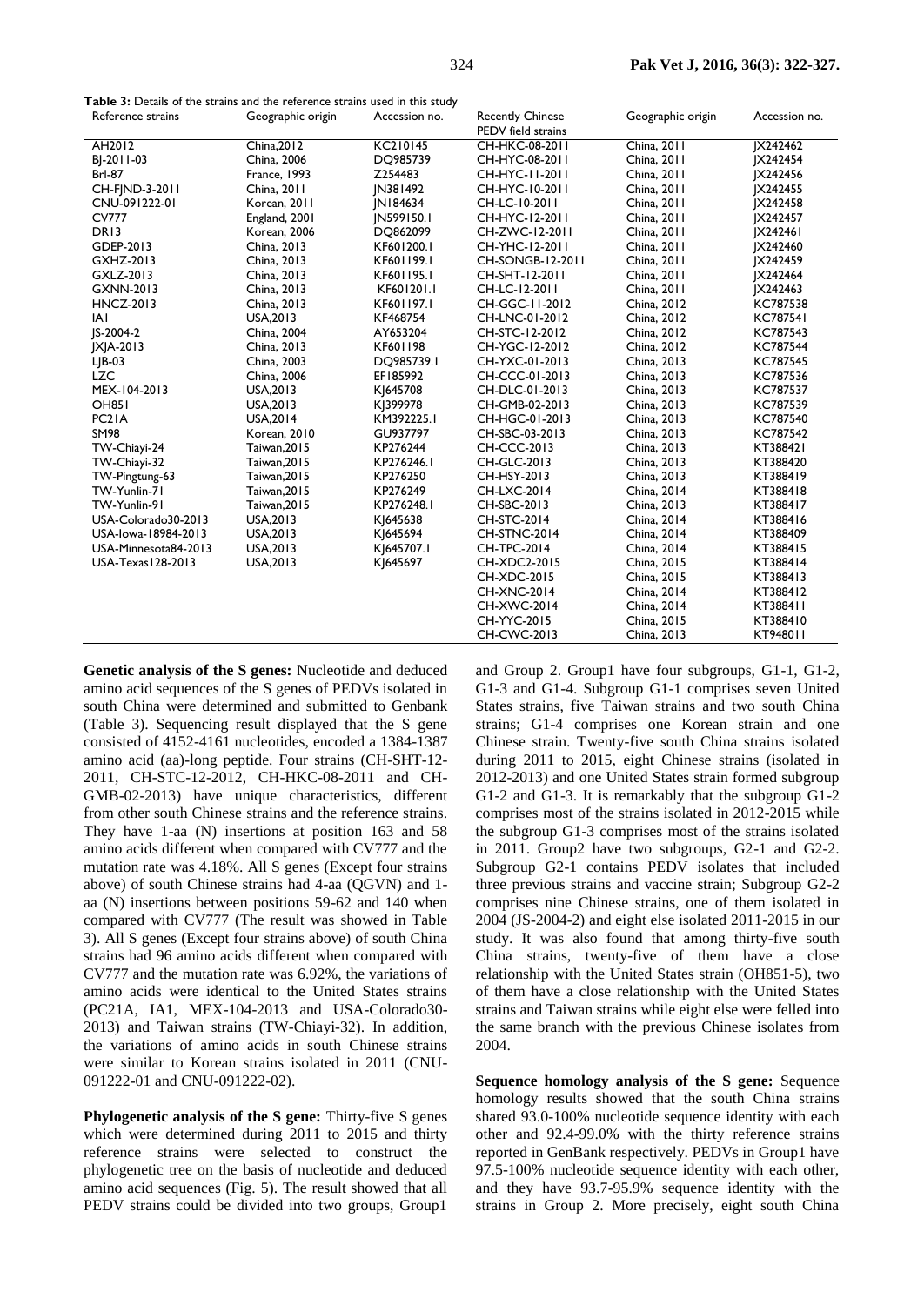**Table 3:** Details of the strains and the reference strains used in this study

| Reference strains | Geographic origin | Accession no. | Recently Chinese PEDV field strains | Geographic origin | Accession no. |
|---|---|---|---|---|---|
| AH2012 | China,2012 | KC210145 | CH-HKC-08-2011 | China, 2011 | JX242462 |
| BJ-2011-03 | China, 2006 | DQ985739 | CH-HYC-08-2011 | China, 2011 | JX242454 |
| Brl-87 | France, 1993 | Z254483 | CH-HYC-11-2011 | China, 2011 | JX242456 |
| CH-FJND-3-2011 | China, 2011 | JN381492 | CH-HYC-10-2011 | China, 2011 | JX242455 |
| CNU-091222-01 | Korean, 2011 | JN184634 | CH-LC-10-2011 | China, 2011 | JX242458 |
| CV777 | England, 2001 | JN599150.1 | CH-HYC-12-2011 | China, 2011 | JX242457 |
| DR13 | Korean, 2006 | DQ862099 | CH-ZWC-12-2011 | China, 2011 | JX242461 |
| GDEP-2013 | China, 2013 | KF601200.1 | CH-YHC-12-2011 | China, 2011 | JX242460 |
| GXHZ-2013 | China, 2013 | KF601199.1 | CH-SONGB-12-2011 | China, 2011 | JX242459 |
| GXLZ-2013 | China, 2013 | KF601195.1 | CH-SHT-12-2011 | China, 2011 | JX242464 |
| GXNN-2013 | China, 2013 | KF601201.1 | CH-LC-12-2011 | China, 2011 | JX242463 |
| HNCZ-2013 | China, 2013 | KF601197.1 | CH-GGC-11-2012 | China, 2012 | KC787538 |
| IA1 | USA,2013 | KF468754 | CH-LNC-01-2012 | China, 2012 | KC787541 |
| JS-2004-2 | China, 2004 | AY653204 | CH-STC-12-2012 | China, 2012 | KC787543 |
| JXJA-2013 | China, 2013 | KF601198 | CH-YGC-12-2012 | China, 2012 | KC787544 |
| LJB-03 | China, 2003 | DQ985739.1 | CH-YXC-01-2013 | China, 2013 | KC787545 |
| LZC | China, 2006 | EF185992 | CH-CCC-01-2013 | China, 2013 | KC787536 |
| MEX-104-2013 | USA,2013 | KJ645708 | CH-DLC-01-2013 | China, 2013 | KC787537 |
| OH851 | USA,2013 | KJ399978 | CH-GMB-02-2013 | China, 2013 | KC787539 |
| PC21A | USA,2014 | KM392225.1 | CH-HGC-01-2013 | China, 2013 | KC787540 |
| SM98 | Korean, 2010 | GU937797 | CH-SBC-03-2013 | China, 2013 | KC787542 |
| TW-Chiayi-24 | Taiwan,2015 | KP276244 | CH-CCC-2013 | China, 2013 | KT388421 |
| TW-Chiayi-32 | Taiwan,2015 | KP276246.1 | CH-GLC-2013 | China, 2013 | KT388420 |
| TW-Pingtung-63 | Taiwan,2015 | KP276250 | CH-HSY-2013 | China, 2013 | KT388419 |
| TW-Yunlin-71 | Taiwan,2015 | KP276249 | CH-LXC-2014 | China, 2014 | KT388418 |
| TW-Yunlin-91 | Taiwan,2015 | KP276248.1 | CH-SBC-2013 | China, 2013 | KT388417 |
| USA-Colorado30-2013 | USA,2013 | KJ645638 | CH-STC-2014 | China, 2014 | KT388416 |
| USA-Iowa-18984-2013 | USA,2013 | KJ645694 | CH-STNC-2014 | China, 2014 | KT388409 |
| USA-Minnesota84-2013 | USA,2013 | KJ645707.1 | CH-TPC-2014 | China, 2014 | KT388415 |
| USA-Texas128-2013 | USA,2013 | KJ645697 | CH-XDC2-2015 | China, 2015 | KT388414 |
| | | | CH-XDC-2015 | China, 2015 | KT388413 |
| | | | CH-XNC-2014 | China, 2014 | KT388412 |
| | | | CH-XWC-2014 | China, 2014 | KT388411 |
| | | | CH-YYC-2015 | China, 2015 | KT388410 |
| | | | CH-CWC-2013 | China, 2013 | KT948011 |

**Genetic analysis of the S genes:** Nucleotide and deduced amino acid sequences of the S genes of PEDVs isolated in south China were determined and submitted to Genbank (Table 3). Sequencing result displayed that the S gene consisted of 4152-4161 nucleotides, encoded a 1384-1387 amino acid (aa)-long peptide. Four strains (CH-SHT-12-2011, CH-STC-12-2012, CH-HKC-08-2011 and CH-GMB-02-2013) have unique characteristics, different from other south Chinese strains and the reference strains. They have 1-aa (N) insertions at position 163 and 58 amino acids different when compared with CV777 and the mutation rate was 4.18%. All S genes (Except four strains above) of south Chinese strains had 4-aa (QGVN) and 1-aa (N) insertions between positions 59-62 and 140 when compared with CV777 (The result was showed in Table 3). All S genes (Except four strains above) of south China strains had 96 amino acids different when compared with CV777 and the mutation rate was 6.92%, the variations of amino acids were identical to the United States strains (PC21A, IA1, MEX-104-2013 and USA-Colorado30-2013) and Taiwan strains (TW-Chiayi-32). In addition, the variations of amino acids in south Chinese strains were similar to Korean strains isolated in 2011 (CNU-091222-01 and CNU-091222-02).

**Phylogenetic analysis of the S gene:** Thirty-five S genes which were determined during 2011 to 2015 and thirty reference strains were selected to construct the phylogenetic tree on the basis of nucleotide and deduced amino acid sequences (Fig. 5). The result showed that all PEDV strains could be divided into two groups, Group1 and Group 2. Group1 have four subgroups, G1-1, G1-2, G1-3 and G1-4. Subgroup G1-1 comprises seven United States strains, five Taiwan strains and two south China strains; G1-4 comprises one Korean strain and one Chinese strain. Twenty-five south China strains isolated during 2011 to 2015, eight Chinese strains (isolated in 2012-2013) and one United States strain formed subgroup G1-2 and G1-3. It is remarkably that the subgroup G1-2 comprises most of the strains isolated in 2012-2015 while the subgroup G1-3 comprises most of the strains isolated in 2011. Group2 have two subgroups, G2-1 and G2-2. Subgroup G2-1 contains PEDV isolates that included three previous strains and vaccine strain; Subgroup G2-2 comprises nine Chinese strains, one of them isolated in 2004 (JS-2004-2) and eight else isolated 2011-2015 in our study. It was also found that among thirty-five south China strains, twenty-five of them have a close relationship with the United States strain (OH851-5), two of them have a close relationship with the United States strains and Taiwan strains while eight else were felled into the same branch with the previous Chinese isolates from 2004.

**Sequence homology analysis of the S gene:** Sequence homology results showed that the south China strains shared 93.0-100% nucleotide sequence identity with each other and 92.4-99.0% with the thirty reference strains reported in GenBank respectively. PEDVs in Group1 have 97.5-100% nucleotide sequence identity with each other, and they have 93.7-95.9% sequence identity with the strains in Group 2. More precisely, eight south China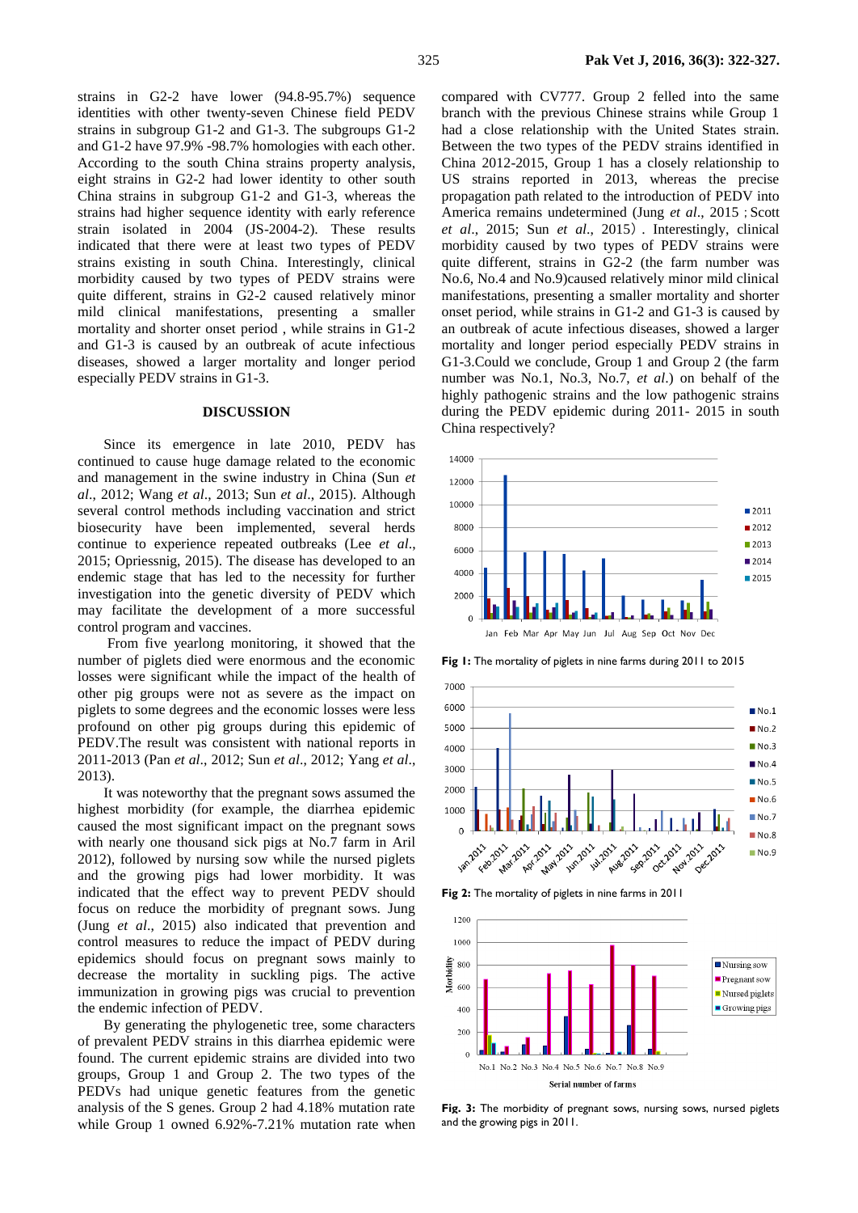strains in G2-2 have lower (94.8-95.7%) sequence identities with other twenty-seven Chinese field PEDV strains in subgroup G1-2 and G1-3. The subgroups G1-2 and G1-2 have 97.9% -98.7% homologies with each other. According to the south China strains property analysis, eight strains in G2-2 had lower identity to other south China strains in subgroup G1-2 and G1-3, whereas the strains had higher sequence identity with early reference strain isolated in 2004 (JS-2004-2). These results indicated that there were at least two types of PEDV strains existing in south China. Interestingly, clinical morbidity caused by two types of PEDV strains were quite different, strains in G2-2 caused relatively minor mild clinical manifestations, presenting a smaller mortality and shorter onset period , while strains in G1-2 and G1-3 is caused by an outbreak of acute infectious diseases, showed a larger mortality and longer period especially PEDV strains in G1-3.

## DISCUSSION

Since its emergence in late 2010, PEDV has continued to cause huge damage related to the economic and management in the swine industry in China (Sun *et al*., 2012; Wang *et al*., 2013; Sun *et al*., 2015). Although several control methods including vaccination and strict biosecurity have been implemented, several herds continue to experience repeated outbreaks (Lee *et al*., 2015; Opriessnig, 2015). The disease has developed to an endemic stage that has led to the necessity for further investigation into the genetic diversity of PEDV which may facilitate the development of a more successful control program and vaccines.

From five yearlong monitoring, it showed that the number of piglets died were enormous and the economic losses were significant while the impact of the health of other pig groups were not as severe as the impact on piglets to some degrees and the economic losses were less profound on other pig groups during this epidemic of PEDV.The result was consistent with national reports in 2011-2013 (Pan *et al*., 2012; Sun *et al*., 2012; Yang *et al*., 2013).

It was noteworthy that the pregnant sows assumed the highest morbidity (for example, the diarrhea epidemic caused the most significant impact on the pregnant sows with nearly one thousand sick pigs at No.7 farm in Aril 2012), followed by nursing sow while the nursed piglets and the growing pigs had lower morbidity. It was indicated that the effect way to prevent PEDV should focus on reduce the morbidity of pregnant sows. Jung (Jung *et al*., 2015) also indicated that prevention and control measures to reduce the impact of PEDV during epidemics should focus on pregnant sows mainly to decrease the mortality in suckling pigs. The active immunization in growing pigs was crucial to prevention the endemic infection of PEDV.

By generating the phylogenetic tree, some characters of prevalent PEDV strains in this diarrhea epidemic were found. The current epidemic strains are divided into two groups, Group 1 and Group 2. The two types of the PEDVs had unique genetic features from the genetic analysis of the S genes. Group 2 had 4.18% mutation rate while Group 1 owned 6.92%-7.21% mutation rate when compared with CV777. Group 2 felled into the same branch with the previous Chinese strains while Group 1 had a close relationship with the United States strain. Between the two types of the PEDV strains identified in China 2012-2015, Group 1 has a closely relationship to US strains reported in 2013, whereas the precise propagation path related to the introduction of PEDV into America remains undetermined (Jung *et al*., 2015；Scott *et al*., 2015; Sun *et al*., 2015）. Interestingly, clinical morbidity caused by two types of PEDV strains were quite different, strains in G2-2 (the farm number was No.6, No.4 and No.9)caused relatively minor mild clinical manifestations, presenting a smaller mortality and shorter onset period, while strains in G1-2 and G1-3 is caused by an outbreak of acute infectious diseases, showed a larger mortality and longer period especially PEDV strains in G1-3.Could we conclude, Group 1 and Group 2 (the farm number was No.1, No.3, No.7, *et al*.) on behalf of the highly pathogenic strains and the low pathogenic strains during the PEDV epidemic during 2011- 2015 in south China respectively?

**Fig 1:** The mortality of piglets in nine farms during 2011 to 2015

**Fig 2:** The mortality of piglets in nine farms in 2011

**Fig. 3:** The morbidity of pregnant sows, nursing sows, nursed piglets and the growing pigs in 2011.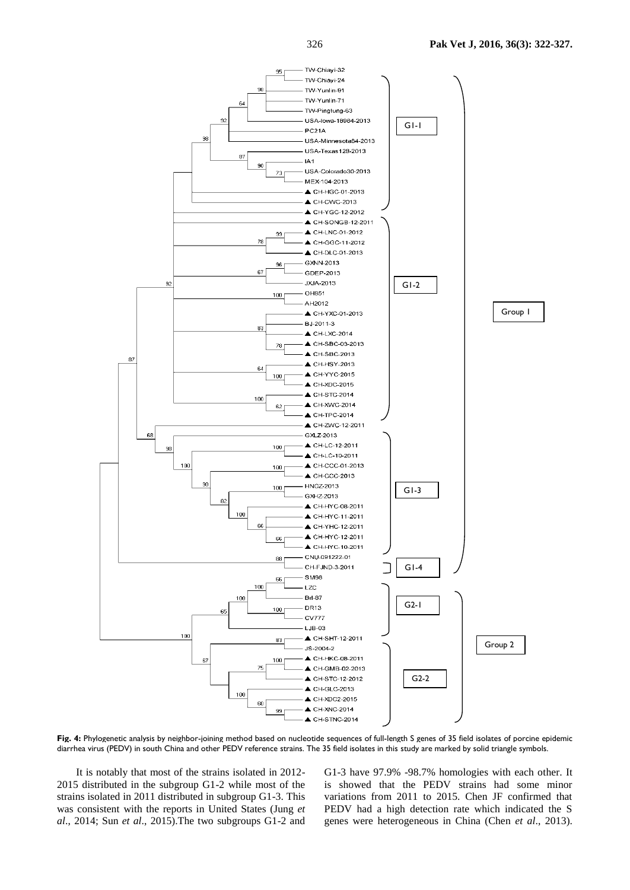**Fig. 4:** Phylogenetic analysis by neighbor-joining method based on nucleotide sequences of full-length S genes of 35 field isolates of porcine epidemic diarrhea virus (PEDV) in south China and other PEDV reference strains. The 35 field isolates in this study are marked by solid triangle symbols.

It is notably that most of the strains isolated in 2012-2015 distributed in the subgroup G1-2 while most of the strains isolated in 2011 distributed in subgroup G1-3. This was consistent with the reports in United States (Jung *et al*., 2014; Sun *et al*., 2015).The two subgroups G1-2 and G1-3 have 97.9% -98.7% homologies with each other. It is showed that the PEDV strains had some minor variations from 2011 to 2015. Chen JF confirmed that PEDV had a high detection rate which indicated the S genes were heterogeneous in China (Chen *et al*., 2013).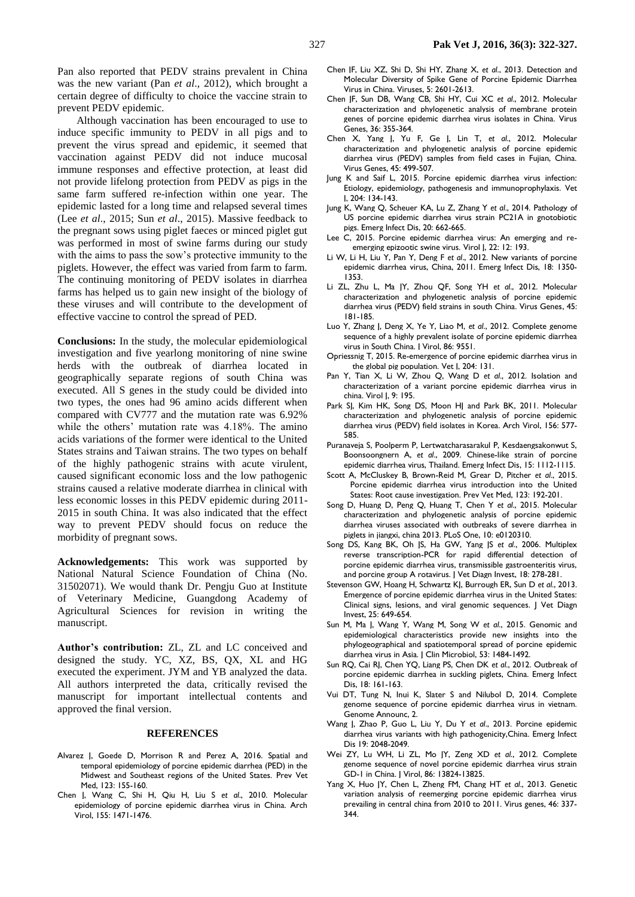Pan also reported that PEDV strains prevalent in China was the new variant (Pan *et al*., 2012), which brought a certain degree of difficulty to choice the vaccine strain to prevent PEDV epidemic.

Although vaccination has been encouraged to use to induce specific immunity to PEDV in all pigs and to prevent the virus spread and epidemic, it seemed that vaccination against PEDV did not induce mucosal immune responses and effective protection, at least did not provide lifelong protection from PEDV as pigs in the same farm suffered re-infection within one year. The epidemic lasted for a long time and relapsed several times (Lee *et al*., 2015; Sun *et al*., 2015). Massive feedback to the pregnant sows using piglet faeces or minced piglet gut was performed in most of swine farms during our study with the aims to pass the sow's protective immunity to the piglets. However, the effect was varied from farm to farm. The continuing monitoring of PEDV isolates in diarrhea farms has helped us to gain new insight of the biology of these viruses and will contribute to the development of effective vaccine to control the spread of PED.

**Conclusions:** In the study, the molecular epidemiological investigation and five yearlong monitoring of nine swine herds with the outbreak of diarrhea located in geographically separate regions of south China was executed. All S genes in the study could be divided into two types, the ones had 96 amino acids different when compared with CV777 and the mutation rate was 6.92% while the others' mutation rate was 4.18%. The amino acids variations of the former were identical to the United States strains and Taiwan strains. The two types on behalf of the highly pathogenic strains with acute virulent, caused significant economic loss and the low pathogenic strains caused a relative moderate diarrhea in clinical with less economic losses in this PEDV epidemic during 2011-2015 in south China. It was also indicated that the effect way to prevent PEDV should focus on reduce the morbidity of pregnant sows.

**Acknowledgements:** This work was supported by National Natural Science Foundation of China (No. 31502071). We would thank Dr. Pengju Guo at Institute of Veterinary Medicine, Guangdong Academy of Agricultural Sciences for revision in writing the manuscript.

**Author's contribution:** ZL, ZL and LC conceived and designed the study. YC, XZ, BS, QX, XL and HG executed the experiment. JYM and YB analyzed the data. All authors interpreted the data, critically revised the manuscript for important intellectual contents and approved the final version.

## REFERENCES

Alvarez J, Goede D, Morrison R and Perez A, 2016. Spatial and temporal epidemiology of porcine epidemic diarrhea (PED) in the Midwest and Southeast regions of the United States. Prev Vet Med, 123: 155-160.

Chen J, Wang C, Shi H, Qiu H, Liu S *et al*., 2010. Molecular epidemiology of porcine epidemic diarrhea virus in China. Arch Virol, 155: 1471-1476.

Chen JF, Liu XZ, Shi D, Shi HY, Zhang X, *et al*., 2013. Detection and Molecular Diversity of Spike Gene of Porcine Epidemic Diarrhea Virus in China. Viruses, 5: 2601-2613.

Chen JF, Sun DB, Wang CB, Shi HY, Cui XC *et al*., 2012. Molecular characterization and phylogenetic analysis of membrane protein genes of porcine epidemic diarrhea virus isolates in China. Virus Genes, 36: 355-364.

Chen X, Yang J, Yu F, Ge J, Lin T, *et al*., 2012. Molecular characterization and phylogenetic analysis of porcine epidemic diarrhea virus (PEDV) samples from field cases in Fujian, China. Virus Genes, 45: 499-507.

Jung K and Saif L, 2015. Porcine epidemic diarrhea virus infection: Etiology, epidemiology, pathogenesis and immunoprophylaxis. Vet J, 204: 134-143.

Jung K, Wang Q, Scheuer KA, Lu Z, Zhang Y *et al*., 2014. Pathology of US porcine epidemic diarrhea virus strain PC21A in gnotobiotic pigs. Emerg Infect Dis, 20: 662-665.

Lee C, 2015. Porcine epidemic diarrhea virus: An emerging and re-emerging epizootic swine virus. Virol J, 22: 12: 193.

Li W, Li H, Liu Y, Pan Y, Deng F *et al*., 2012. New variants of porcine epidemic diarrhea virus, China, 2011. Emerg Infect Dis, 18: 1350-1353.

Li ZL, Zhu L, Ma JY, Zhou QF, Song YH *et al*., 2012. Molecular characterization and phylogenetic analysis of porcine epidemic diarrhea virus (PEDV) field strains in south China. Virus Genes, 45: 181-185.

Luo Y, Zhang J, Deng X, Ye Y, Liao M, *et al*., 2012. Complete genome sequence of a highly prevalent isolate of porcine epidemic diarrhea virus in South China. J Virol, 86: 9551.

Opriessnig T, 2015. Re-emergence of porcine epidemic diarrhea virus in the global pig population. Vet J, 204: 131.

Pan Y, Tian X, Li W, Zhou Q, Wang D *et al*., 2012. Isolation and characterization of a variant porcine epidemic diarrhea virus in china. Virol J, 9: 195.

Park SJ, Kim HK, Song DS, Moon HJ and Park BK, 2011. Molecular characterization and phylogenetic analysis of porcine epidemic diarrhea virus (PEDV) field isolates in Korea. Arch Virol, 156: 577-585.

Puranaveja S, Poolperm P, Lertwatcharasarakul P, Kesdaengsakonwut S, Boonsoongnern A, *et al*., 2009. Chinese-like strain of porcine epidemic diarrhea virus, Thailand. Emerg Infect Dis, 15: 1112-1115.

Scott A, McCluskey B, Brown-Reid M, Grear D, Pitcher *et al*., 2015. Porcine epidemic diarrhea virus introduction into the United States: Root cause investigation. Prev Vet Med, 123: 192-201.

Song D, Huang D, Peng Q, Huang T, Chen Y *et al*., 2015. Molecular characterization and phylogenetic analysis of porcine epidemic diarrhea viruses associated with outbreaks of severe diarrhea in piglets in jiangxi, china 2013. PLoS One, 10: e0120310.

Song DS, Kang BK, Oh JS, Ha GW, Yang JS *et al*., 2006. Multiplex reverse transcription-PCR for rapid differential detection of porcine epidemic diarrhea virus, transmissible gastroenteritis virus, and porcine group A rotavirus. J Vet Diagn Invest, 18: 278-281.

Stevenson GW, Hoang H, Schwartz KJ, Burrough ER, Sun D *et al*., 2013. Emergence of porcine epidemic diarrhea virus in the United States: Clinical signs, lesions, and viral genomic sequences. J Vet Diagn Invest, 25: 649-654.

Sun M, Ma J, Wang Y, Wang M, Song W *et al*., 2015. Genomic and epidemiological characteristics provide new insights into the phylogeographical and spatiotemporal spread of porcine epidemic diarrhea virus in Asia. J Clin Microbiol, 53: 1484-1492.

Sun RQ, Cai RJ, Chen YQ, Liang PS, Chen DK *et al*., 2012. Outbreak of porcine epidemic diarrhea in suckling piglets, China. Emerg Infect Dis, 18: 161-163.

Vui DT, Tung N, Inui K, Slater S and Nilubol D, 2014. Complete genome sequence of porcine epidemic diarrhea virus in vietnam. Genome Announc, 2.

Wang J, Zhao P, Guo L, Liu Y, Du Y *et al*., 2013. Porcine epidemic diarrhea virus variants with high pathogenicity,China. Emerg Infect Dis 19: 2048-2049.

Wei ZY, Lu WH, Li ZL, Mo JY, Zeng XD *et al*., 2012. Complete genome sequence of novel porcine epidemic diarrhea virus strain GD-1 in China. J Virol, 86: 13824-13825.

Yang X, Huo JY, Chen L, Zheng FM, Chang HT *et al*., 2013. Genetic variation analysis of reemerging porcine epidemic diarrhea virus prevailing in central china from 2010 to 2011. Virus genes, 46: 337-344.